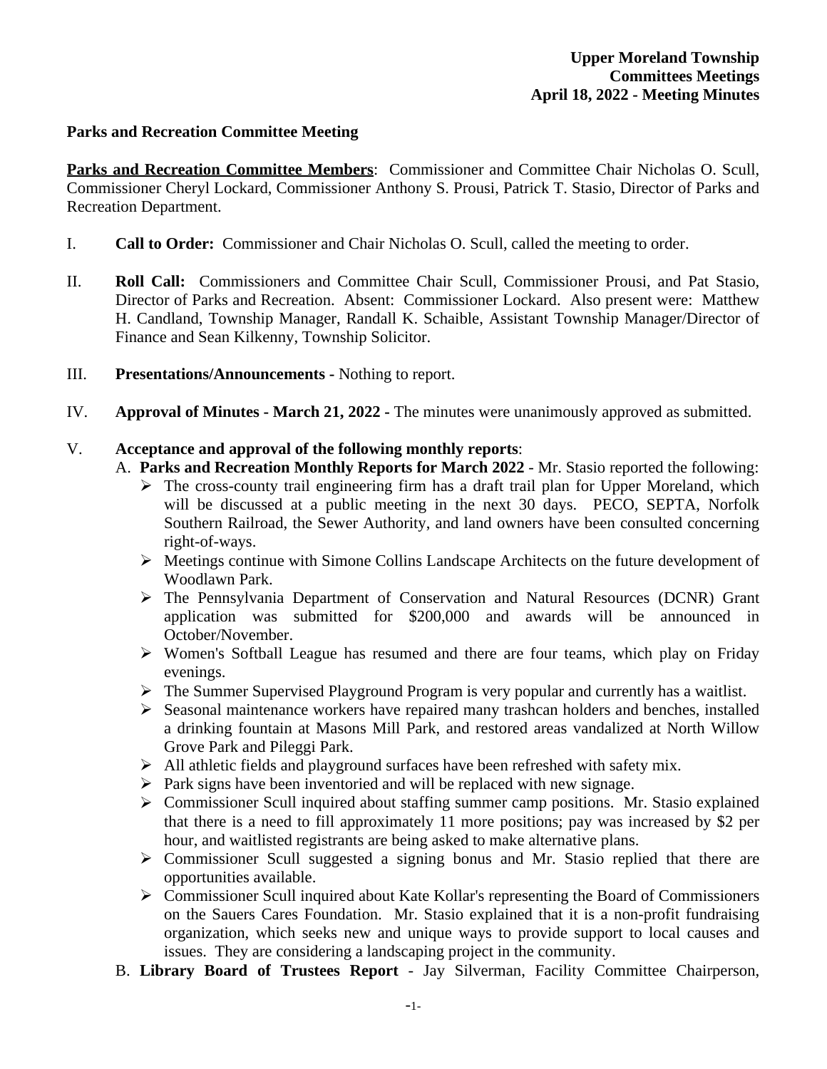**Upper Moreland Township**
**Committees Meetings**
**April 18, 2022 - Meeting Minutes**

**Parks and Recreation Committee Meeting**

**Parks and Recreation Committee Members**: Commissioner and Committee Chair Nicholas O. Scull, Commissioner Cheryl Lockard, Commissioner Anthony S. Prousi, Patrick T. Stasio, Director of Parks and Recreation Department.

I. **Call to Order:** Commissioner and Chair Nicholas O. Scull, called the meeting to order.

II. **Roll Call:** Commissioners and Committee Chair Scull, Commissioner Prousi, and Pat Stasio, Director of Parks and Recreation. Absent: Commissioner Lockard. Also present were: Matthew H. Candland, Township Manager, Randall K. Schaible, Assistant Township Manager/Director of Finance and Sean Kilkenny, Township Solicitor.

III. **Presentations/Announcements -** Nothing to report.

IV. **Approval of Minutes - March 21, 2022 -** The minutes were unanimously approved as submitted.

V. **Acceptance and approval of the following monthly reports**:

A. **Parks and Recreation Monthly Reports for March 2022** - Mr. Stasio reported the following:

- The cross-county trail engineering firm has a draft trail plan for Upper Moreland, which will be discussed at a public meeting in the next 30 days. PECO, SEPTA, Norfolk Southern Railroad, the Sewer Authority, and land owners have been consulted concerning right-of-ways.
- Meetings continue with Simone Collins Landscape Architects on the future development of Woodlawn Park.
- The Pennsylvania Department of Conservation and Natural Resources (DCNR) Grant application was submitted for $200,000 and awards will be announced in October/November.
- Women's Softball League has resumed and there are four teams, which play on Friday evenings.
- The Summer Supervised Playground Program is very popular and currently has a waitlist.
- Seasonal maintenance workers have repaired many trashcan holders and benches, installed a drinking fountain at Masons Mill Park, and restored areas vandalized at North Willow Grove Park and Pileggi Park.
- All athletic fields and playground surfaces have been refreshed with safety mix.
- Park signs have been inventoried and will be replaced with new signage.
- Commissioner Scull inquired about staffing summer camp positions. Mr. Stasio explained that there is a need to fill approximately 11 more positions; pay was increased by $2 per hour, and waitlisted registrants are being asked to make alternative plans.
- Commissioner Scull suggested a signing bonus and Mr. Stasio replied that there are opportunities available.
- Commissioner Scull inquired about Kate Kollar's representing the Board of Commissioners on the Sauers Cares Foundation. Mr. Stasio explained that it is a non-profit fundraising organization, which seeks new and unique ways to provide support to local causes and issues. They are considering a landscaping project in the community.

B. **Library Board of Trustees Report** - Jay Silverman, Facility Committee Chairperson,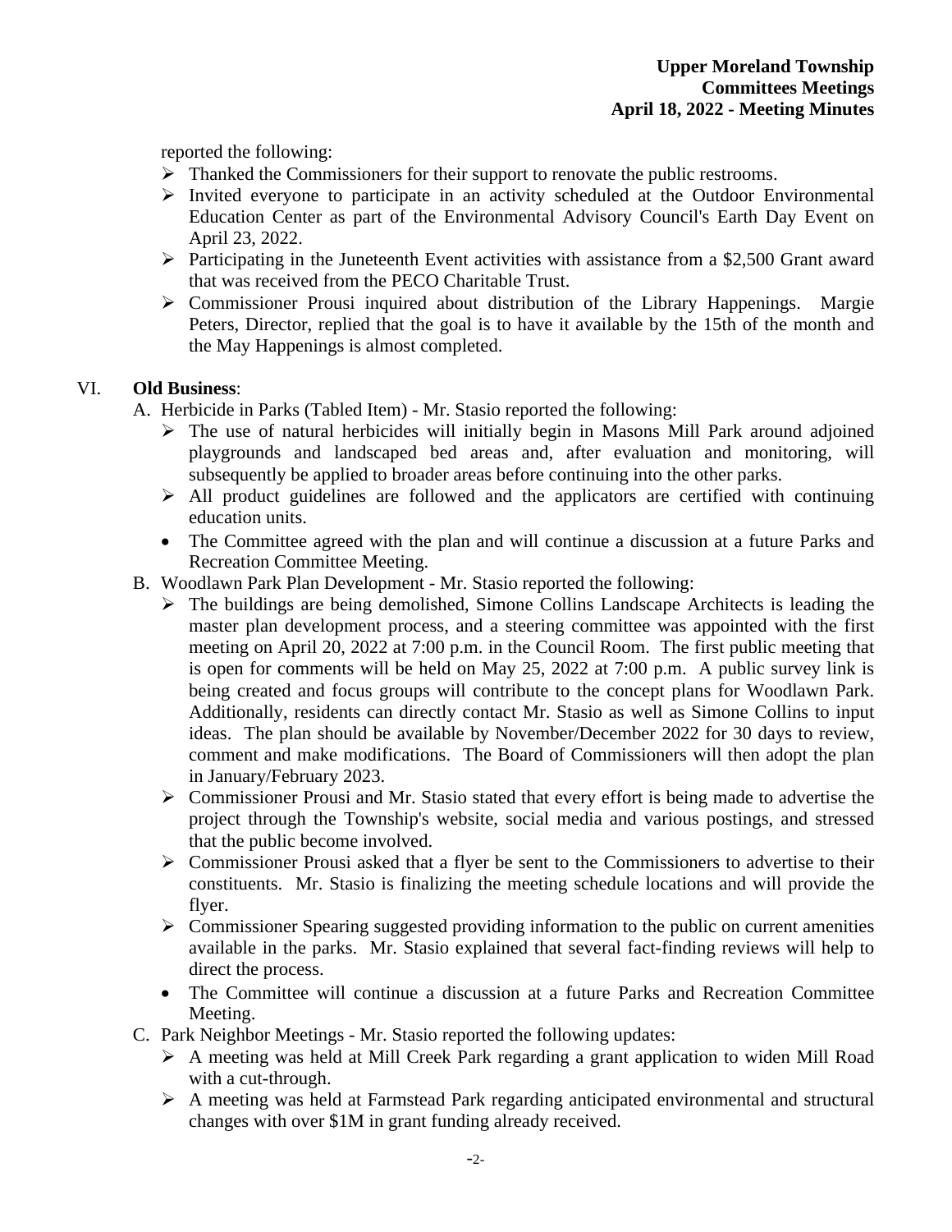reported the following:

- Thanked the Commissioners for their support to renovate the public restrooms.
- Invited everyone to participate in an activity scheduled at the Outdoor Environmental Education Center as part of the Environmental Advisory Council's Earth Day Event on April 23, 2022.
- Participating in the Juneteenth Event activities with assistance from a $2,500 Grant award that was received from the PECO Charitable Trust.
- Commissioner Prousi inquired about distribution of the Library Happenings. Margie Peters, Director, replied that the goal is to have it available by the 15th of the month and the May Happenings is almost completed.

VI. **Old Business**:

A. Herbicide in Parks (Tabled Item) - Mr. Stasio reported the following:

- The use of natural herbicides will initially begin in Masons Mill Park around adjoined playgrounds and landscaped bed areas and, after evaluation and monitoring, will subsequently be applied to broader areas before continuing into the other parks.
- All product guidelines are followed and the applicators are certified with continuing education units.
- The Committee agreed with the plan and will continue a discussion at a future Parks and Recreation Committee Meeting.

B. Woodlawn Park Plan Development - Mr. Stasio reported the following:

- The buildings are being demolished, Simone Collins Landscape Architects is leading the master plan development process, and a steering committee was appointed with the first meeting on April 20, 2022 at 7:00 p.m. in the Council Room. The first public meeting that is open for comments will be held on May 25, 2022 at 7:00 p.m. A public survey link is being created and focus groups will contribute to the concept plans for Woodlawn Park. Additionally, residents can directly contact Mr. Stasio as well as Simone Collins to input ideas. The plan should be available by November/December 2022 for 30 days to review, comment and make modifications. The Board of Commissioners will then adopt the plan in January/February 2023.
- Commissioner Prousi and Mr. Stasio stated that every effort is being made to advertise the project through the Township's website, social media and various postings, and stressed that the public become involved.
- Commissioner Prousi asked that a flyer be sent to the Commissioners to advertise to their constituents. Mr. Stasio is finalizing the meeting schedule locations and will provide the flyer.
- Commissioner Spearing suggested providing information to the public on current amenities available in the parks. Mr. Stasio explained that several fact-finding reviews will help to direct the process.
- The Committee will continue a discussion at a future Parks and Recreation Committee Meeting.

C. Park Neighbor Meetings - Mr. Stasio reported the following updates:

- A meeting was held at Mill Creek Park regarding a grant application to widen Mill Road with a cut-through.
- A meeting was held at Farmstead Park regarding anticipated environmental and structural changes with over $1M in grant funding already received.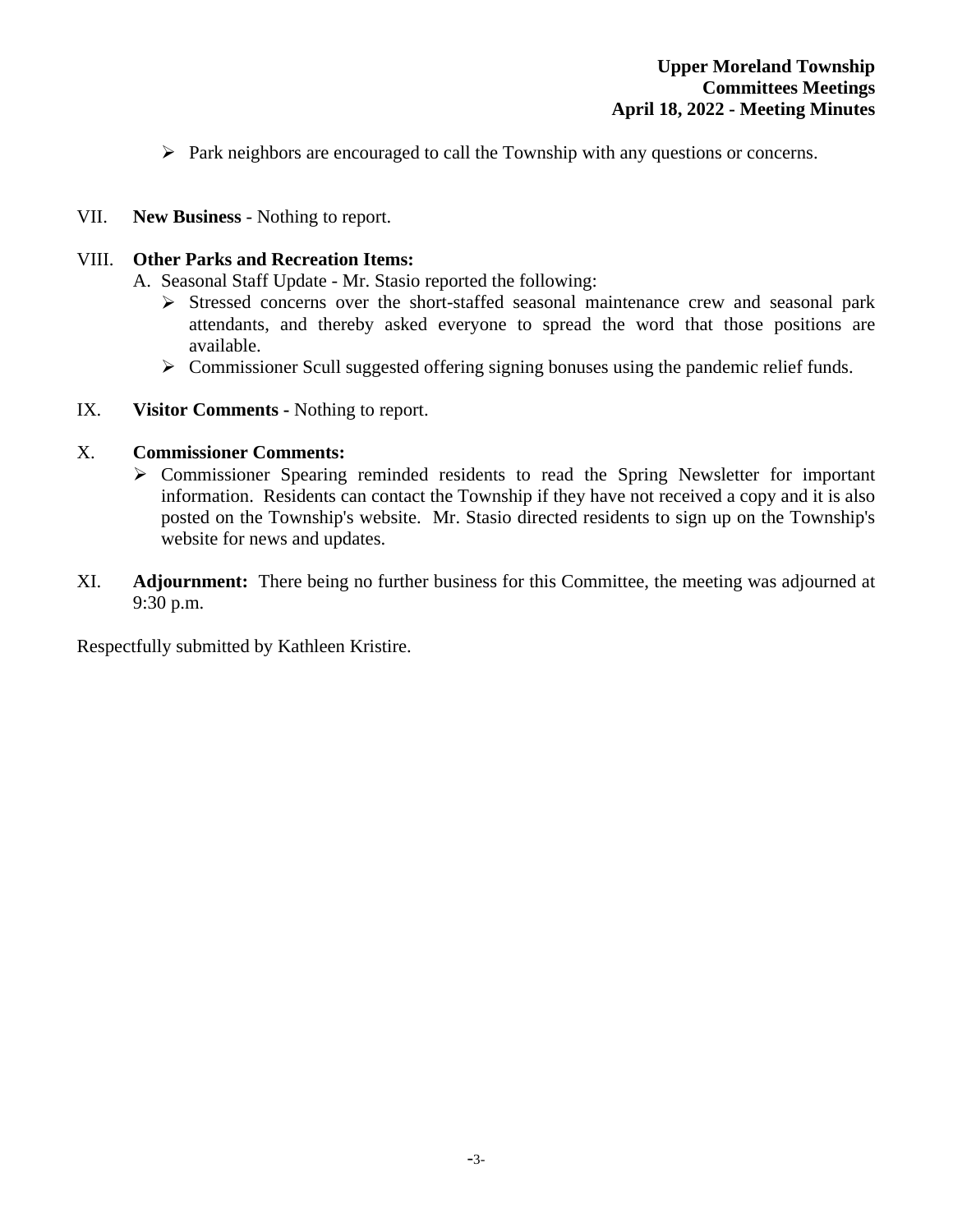- Park neighbors are encouraged to call the Township with any questions or concerns.

VII. **New Business** - Nothing to report.

VIII. **Other Parks and Recreation Items:**

A. Seasonal Staff Update - Mr. Stasio reported the following:
   - Stressed concerns over the short-staffed seasonal maintenance crew and seasonal park attendants, and thereby asked everyone to spread the word that those positions are available.
   - Commissioner Scull suggested offering signing bonuses using the pandemic relief funds.

IX. **Visitor Comments -** Nothing to report.

X. **Commissioner Comments:**

- Commissioner Spearing reminded residents to read the Spring Newsletter for important information. Residents can contact the Township if they have not received a copy and it is also posted on the Township's website. Mr. Stasio directed residents to sign up on the Township's website for news and updates.

XI. **Adjournment:** There being no further business for this Committee, the meeting was adjourned at 9:30 p.m.

Respectfully submitted by Kathleen Kristire.